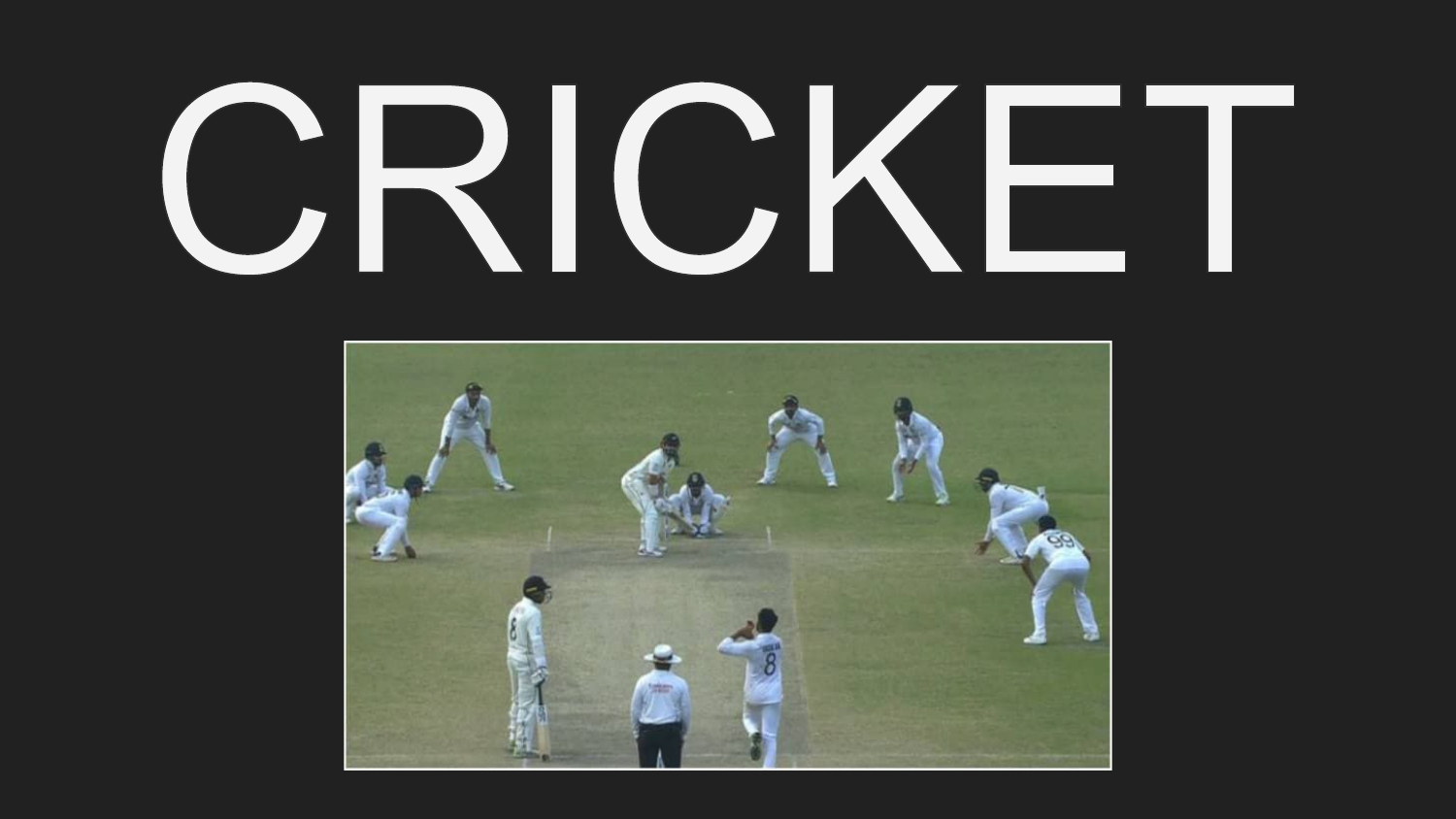# CRICKET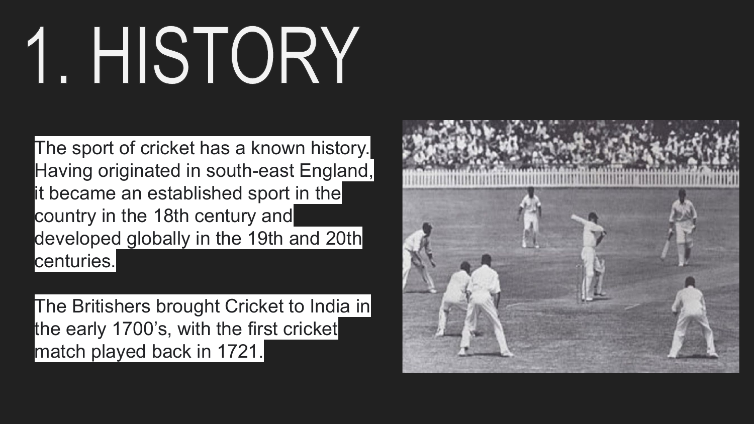# 1. HISTORY

The sport of cricket has a known history. Having originated in south-east England, it became an established sport in the country in the 18th century and developed globally in the 19th and 20th centuries.

The Britishers brought Cricket to India in the early 1700's, with the first cricket match played back in 1721.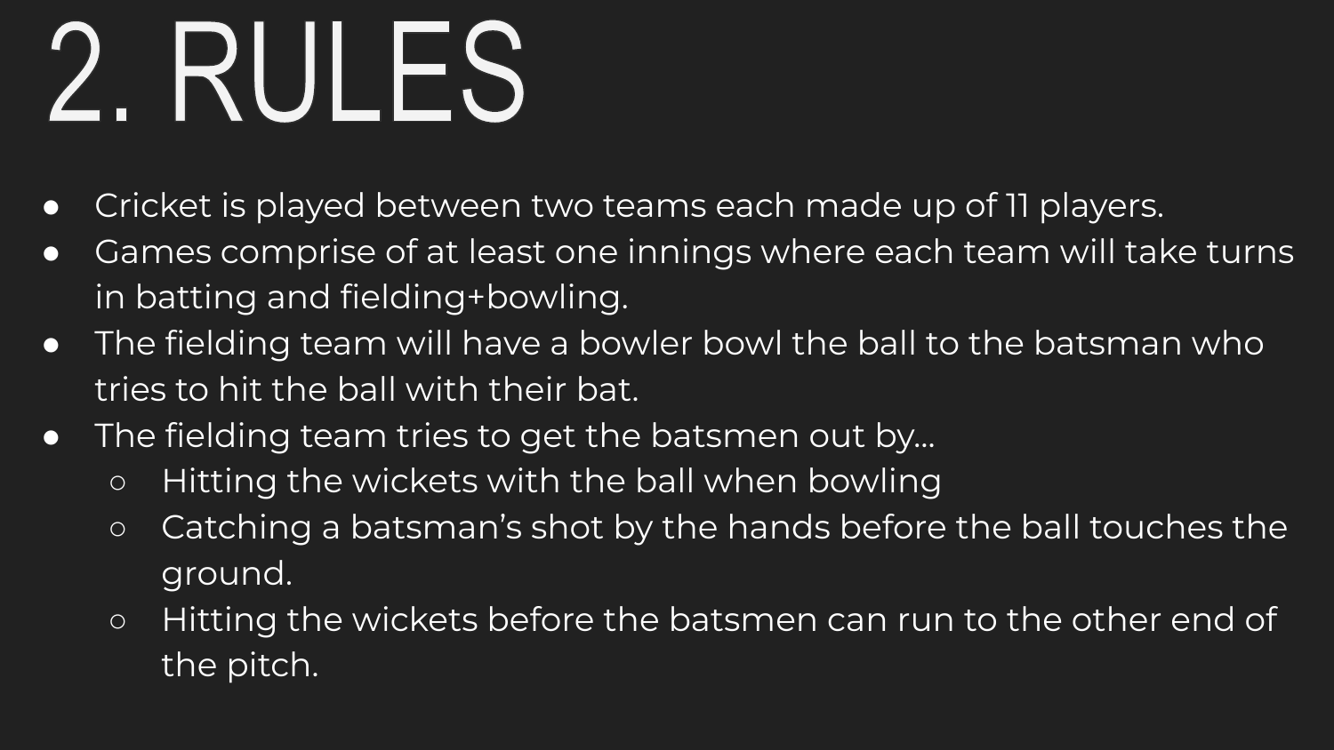# 2. RULES

- Cricket is played between two teams each made up of 11 players.
- Games comprise of at least one innings where each team will take turns in batting and fielding+bowling.
- The fielding team will have a bowler bowl the ball to the batsman who tries to hit the ball with their bat.
- The fielding team tries to get the batsmen out by...
  - Hitting the wickets with the ball when bowling
  - Catching a batsman's shot by the hands before the ball touches the ground.
  - Hitting the wickets before the batsmen can run to the other end of the pitch.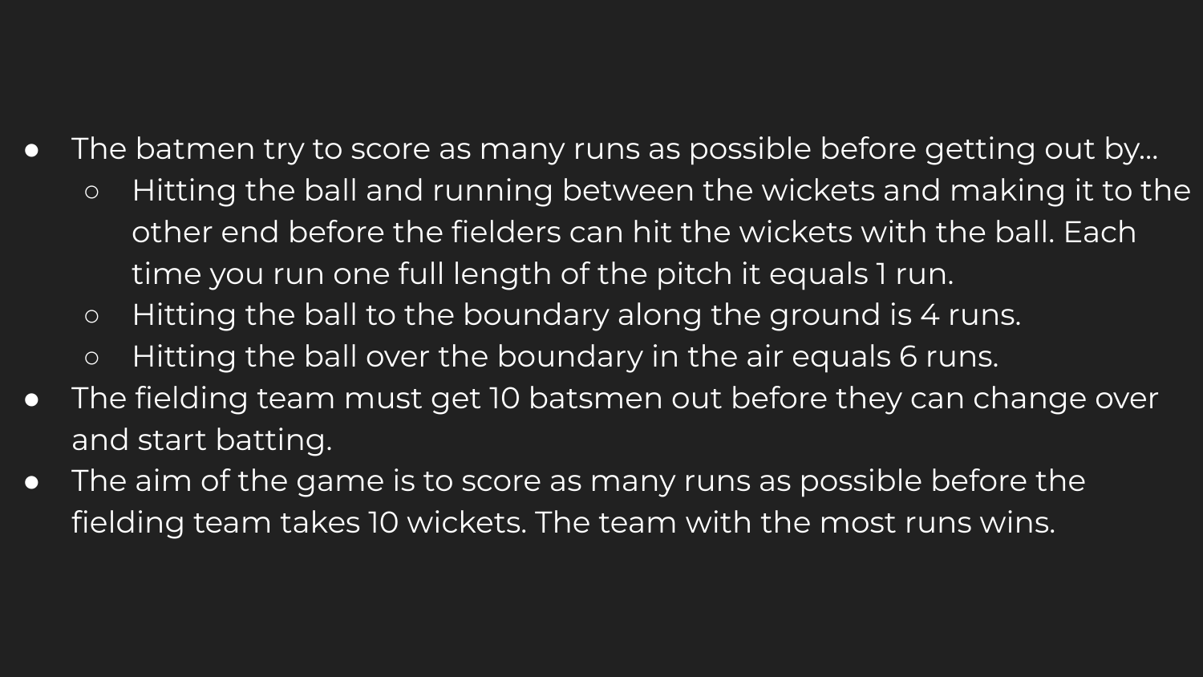- The batmen try to score as many runs as possible before getting out by…
  - Hitting the ball and running between the wickets and making it to the other end before the fielders can hit the wickets with the ball. Each time you run one full length of the pitch it equals 1 run.
  - Hitting the ball to the boundary along the ground is 4 runs.
  - Hitting the ball over the boundary in the air equals 6 runs.
- The fielding team must get 10 batsmen out before they can change over and start batting.
- The aim of the game is to score as many runs as possible before the fielding team takes 10 wickets. The team with the most runs wins.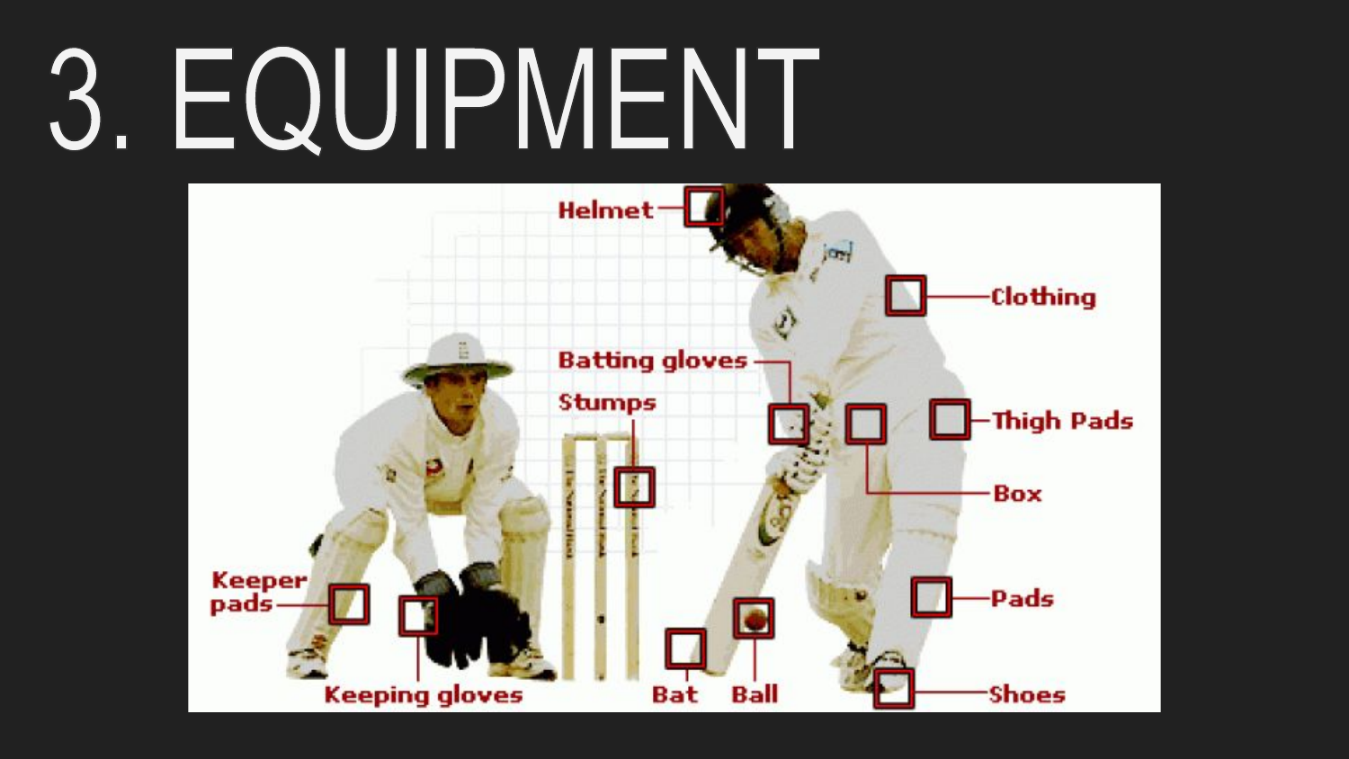# 3. EQUIPMENT

Helmet

Clothing

Batting gloves

Stumps

Thigh Pads

Box

Keeper pads

Pads

Keeping gloves

Bat

Ball

Shoes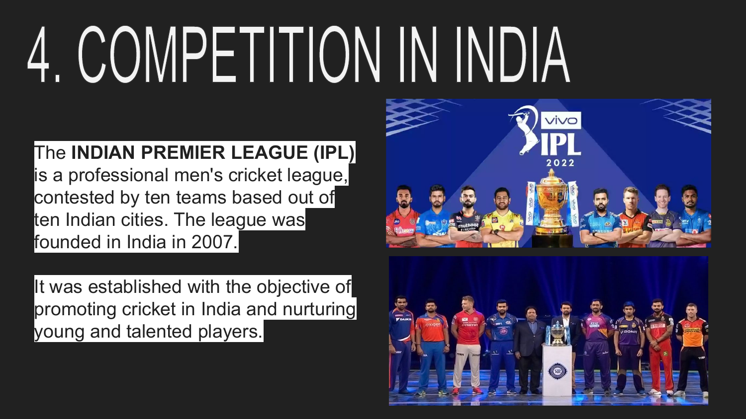# 4. COMPETITION IN INDIA

The **INDIAN PREMIER LEAGUE (IPL)** is a professional men's cricket league, contested by ten teams based out of ten Indian cities. The league was founded in India in 2007.

It was established with the objective of promoting cricket in India and nurturing young and talented players.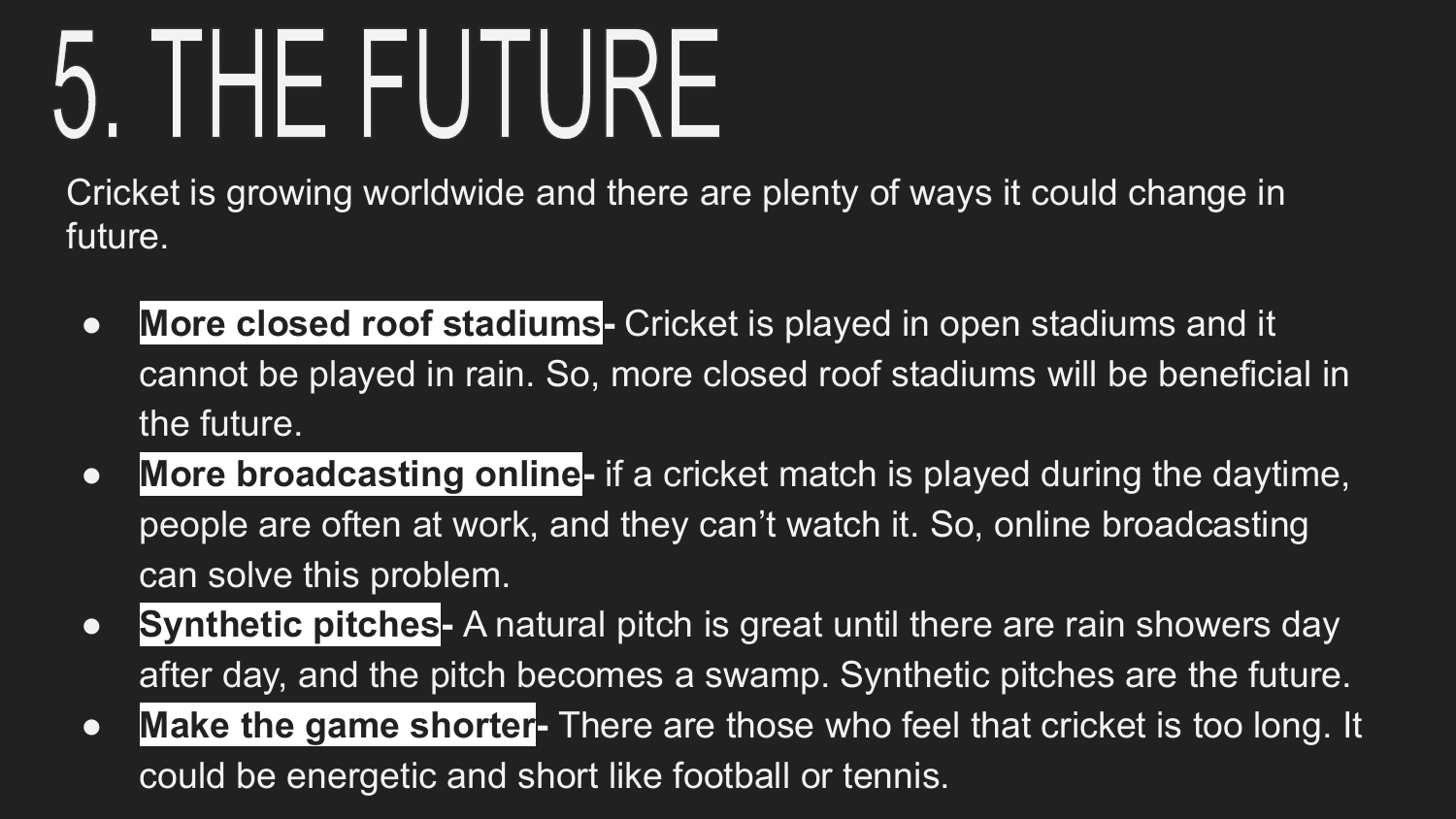# 5. THE FUTURE

Cricket is growing worldwide and there are plenty of ways it could change in future.

- **More closed roof stadiums-** Cricket is played in open stadiums and it cannot be played in rain. So, more closed roof stadiums will be beneficial in the future.
- **More broadcasting online-** if a cricket match is played during the daytime, people are often at work, and they can't watch it. So, online broadcasting can solve this problem.
- **Synthetic pitches-** A natural pitch is great until there are rain showers day after day, and the pitch becomes a swamp. Synthetic pitches are the future.
- **Make the game shorter-** There are those who feel that cricket is too long. It could be energetic and short like football or tennis.